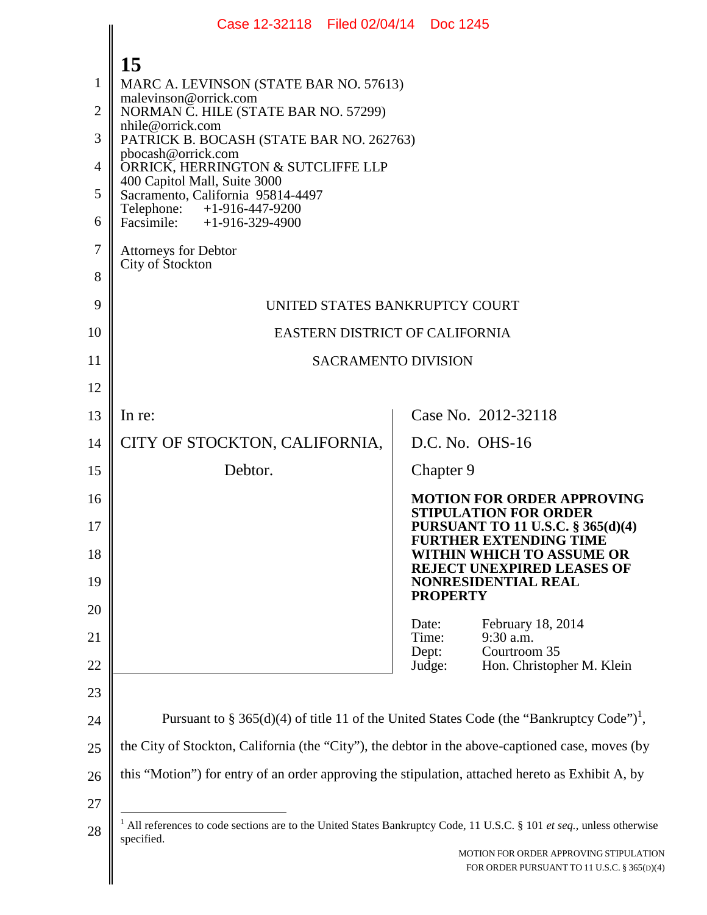MARC A. LEVINSON (STATE BAR NO. 57613)
malevinson@orrick.com
NORMAN C. HILE (STATE BAR NO. 57299)
nhile@orrick.com
PATRICK B. BOCASH (STATE BAR NO. 262763)
pbocash@orrick.com
ORRICK, HERRINGTON & SUTCLIFFE LLP
400 Capitol Mall, Suite 3000
Sacramento, California 95814-4497
Telephone: +1-916-447-9200
Facsimile: +1-916-329-4900

Attorneys for Debtor
City of Stockton

UNITED STATES BANKRUPTCY COURT

EASTERN DISTRICT OF CALIFORNIA

SACRAMENTO DIVISION

| | |
|---|---|
| In re:<br><br>CITY OF STOCKTON, CALIFORNIA,<br><br>Debtor. | Case No. 2012-32118<br><br>D.C. No. OHS-16<br><br>Chapter 9<br><br>**MOTION FOR ORDER APPROVING STIPULATION FOR ORDER PURSUANT TO 11 U.S.C. § 365(d)(4) FURTHER EXTENDING TIME WITHIN WHICH TO ASSUME OR REJECT UNEXPIRED LEASES OF NONRESIDENTIAL REAL PROPERTY**<br><br>Date: February 18, 2014<br>Time: 9:30 a.m.<br>Dept: Courtroom 35<br>Judge: Hon. Christopher M. Klein |

Pursuant to § 365(d)(4) of title 11 of the United States Code (the "Bankruptcy Code")[1], the City of Stockton, California (the "City"), the debtor in the above-captioned case, moves (by this "Motion") for entry of an order approving the stipulation, attached hereto as Exhibit A, by

[1] All references to code sections are to the United States Bankruptcy Code, 11 U.S.C. § 101 *et seq.*, unless otherwise specified.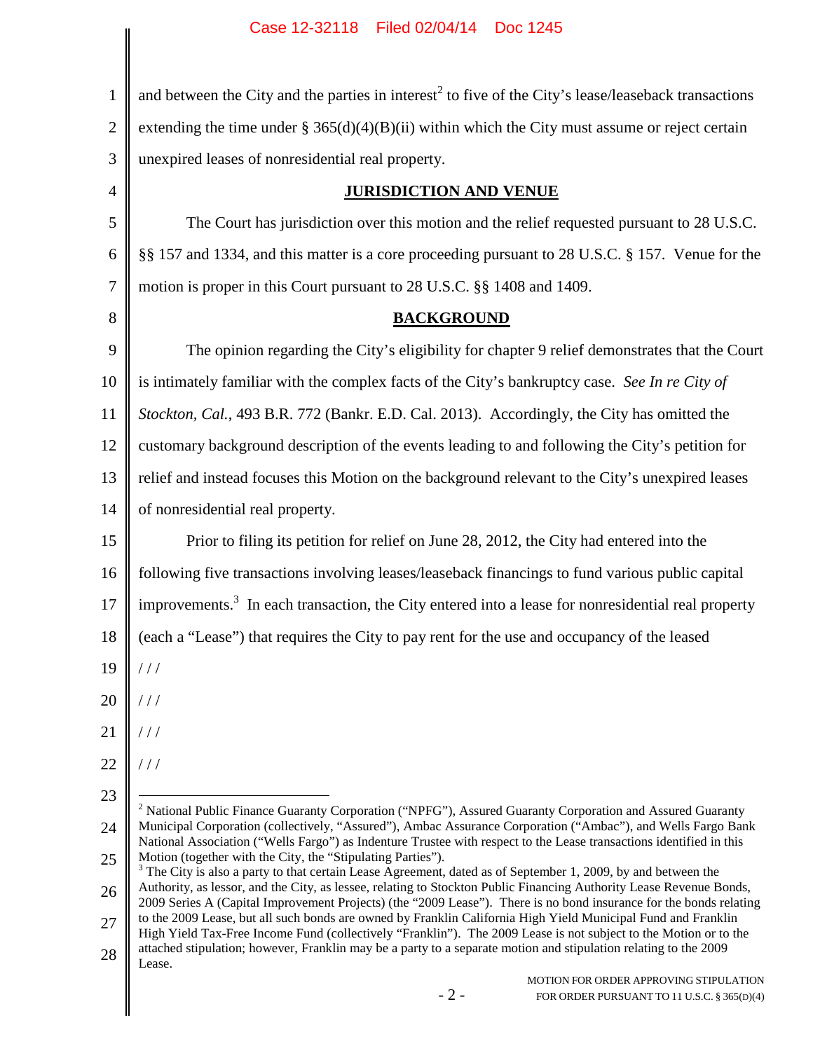and between the City and the parties in interest[2] to five of the City's lease/leaseback transactions extending the time under § 365(d)(4)(B)(ii) within which the City must assume or reject certain unexpired leases of nonresidential real property.

## JURISDICTION AND VENUE

The Court has jurisdiction over this motion and the relief requested pursuant to 28 U.S.C. §§ 157 and 1334, and this matter is a core proceeding pursuant to 28 U.S.C. § 157. Venue for the motion is proper in this Court pursuant to 28 U.S.C. §§ 1408 and 1409.

## BACKGROUND

The opinion regarding the City's eligibility for chapter 9 relief demonstrates that the Court is intimately familiar with the complex facts of the City's bankruptcy case. *See In re City of Stockton, Cal.*, 493 B.R. 772 (Bankr. E.D. Cal. 2013). Accordingly, the City has omitted the customary background description of the events leading to and following the City's petition for relief and instead focuses this Motion on the background relevant to the City's unexpired leases of nonresidential real property.

Prior to filing its petition for relief on June 28, 2012, the City had entered into the following five transactions involving leases/leaseback financings to fund various public capital improvements.[3] In each transaction, the City entered into a lease for nonresidential real property (each a "Lease") that requires the City to pay rent for the use and occupancy of the leased

/ / /

/ / /

/ / /

/ / /

---

[2] National Public Finance Guaranty Corporation ("NPFG"), Assured Guaranty Corporation and Assured Guaranty Municipal Corporation (collectively, "Assured"), Ambac Assurance Corporation ("Ambac"), and Wells Fargo Bank National Association ("Wells Fargo") as Indenture Trustee with respect to the Lease transactions identified in this Motion (together with the City, the "Stipulating Parties").

[3] The City is also a party to that certain Lease Agreement, dated as of September 1, 2009, by and between the Authority, as lessor, and the City, as lessee, relating to Stockton Public Financing Authority Lease Revenue Bonds, 2009 Series A (Capital Improvement Projects) (the "2009 Lease"). There is no bond insurance for the bonds relating to the 2009 Lease, but all such bonds are owned by Franklin California High Yield Municipal Fund and Franklin High Yield Tax-Free Income Fund (collectively "Franklin"). The 2009 Lease is not subject to the Motion or to the attached stipulation; however, Franklin may be a party to a separate motion and stipulation relating to the 2009 Lease.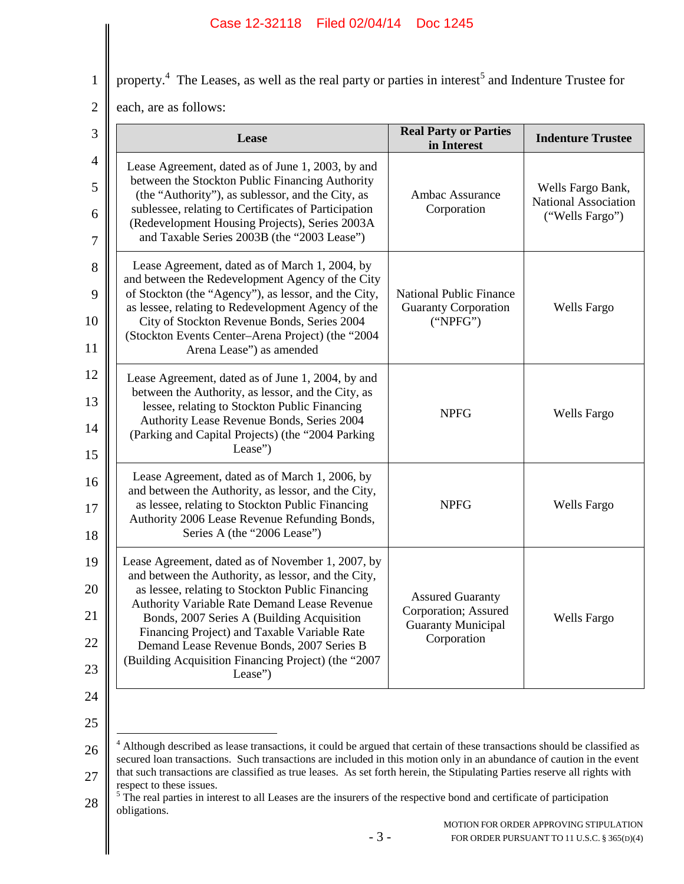property.[4] The Leases, as well as the real party or parties in interest[5] and Indenture Trustee for each, are as follows:

| Lease | Real Party or Parties in Interest | Indenture Trustee |
|---|---|---|
| Lease Agreement, dated as of June 1, 2003, by and between the Stockton Public Financing Authority (the "Authority"), as sublessor, and the City, as sublessee, relating to Certificates of Participation (Redevelopment Housing Projects), Series 2003A and Taxable Series 2003B (the "2003 Lease") | Ambac Assurance Corporation | Wells Fargo Bank, National Association ("Wells Fargo") |
| Lease Agreement, dated as of March 1, 2004, by and between the Redevelopment Agency of the City of Stockton (the "Agency"), as lessor, and the City, as lessee, relating to Redevelopment Agency of the City of Stockton Revenue Bonds, Series 2004 (Stockton Events Center–Arena Project) (the "2004 Arena Lease") as amended | National Public Finance Guaranty Corporation ("NPFG") | Wells Fargo |
| Lease Agreement, dated as of June 1, 2004, by and between the Authority, as lessor, and the City, as lessee, relating to Stockton Public Financing Authority Lease Revenue Bonds, Series 2004 (Parking and Capital Projects) (the "2004 Parking Lease") | NPFG | Wells Fargo |
| Lease Agreement, dated as of March 1, 2006, by and between the Authority, as lessor, and the City, as lessee, relating to Stockton Public Financing Authority 2006 Lease Revenue Refunding Bonds, Series A (the "2006 Lease") | NPFG | Wells Fargo |
| Lease Agreement, dated as of November 1, 2007, by and between the Authority, as lessor, and the City, as lessee, relating to Stockton Public Financing Authority Variable Rate Demand Lease Revenue Bonds, 2007 Series A (Building Acquisition Financing Project) and Taxable Variable Rate Demand Lease Revenue Bonds, 2007 Series B (Building Acquisition Financing Project) (the "2007 Lease") | Assured Guaranty Corporation; Assured Guaranty Municipal Corporation | Wells Fargo |

---

[4] Although described as lease transactions, it could be argued that certain of these transactions should be classified as secured loan transactions. Such transactions are included in this motion only in an abundance of caution in the event that such transactions are classified as true leases. As set forth herein, the Stipulating Parties reserve all rights with respect to these issues.

[5] The real parties in interest to all Leases are the insurers of the respective bond and certificate of participation obligations.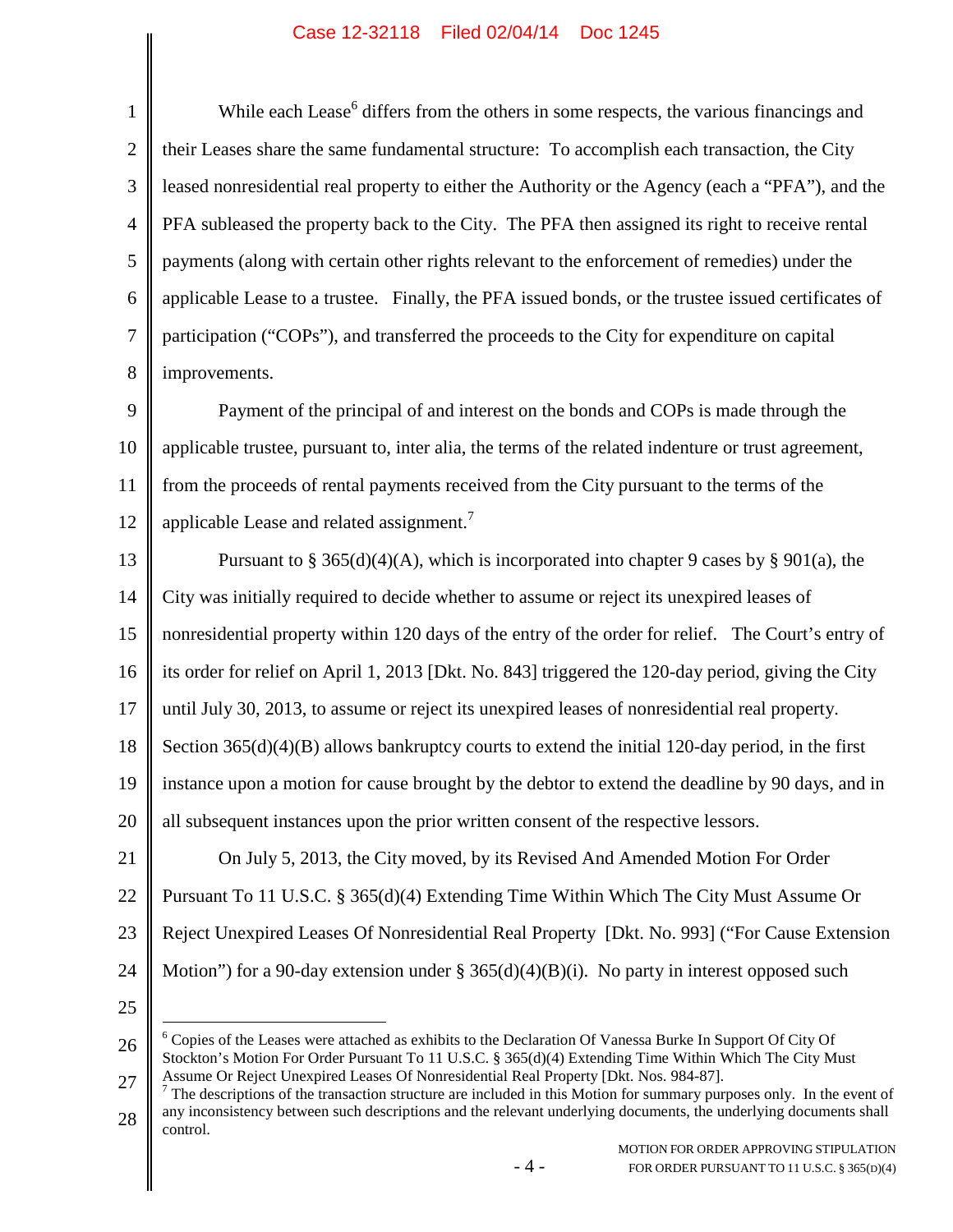While each Lease[6] differs from the others in some respects, the various financings and their Leases share the same fundamental structure: To accomplish each transaction, the City leased nonresidential real property to either the Authority or the Agency (each a "PFA"), and the PFA subleased the property back to the City. The PFA then assigned its right to receive rental payments (along with certain other rights relevant to the enforcement of remedies) under the applicable Lease to a trustee. Finally, the PFA issued bonds, or the trustee issued certificates of participation ("COPs"), and transferred the proceeds to the City for expenditure on capital improvements.

Payment of the principal of and interest on the bonds and COPs is made through the applicable trustee, pursuant to, inter alia, the terms of the related indenture or trust agreement, from the proceeds of rental payments received from the City pursuant to the terms of the applicable Lease and related assignment.[7]

Pursuant to § 365(d)(4)(A), which is incorporated into chapter 9 cases by § 901(a), the City was initially required to decide whether to assume or reject its unexpired leases of nonresidential property within 120 days of the entry of the order for relief. The Court's entry of its order for relief on April 1, 2013 [Dkt. No. 843] triggered the 120-day period, giving the City until July 30, 2013, to assume or reject its unexpired leases of nonresidential real property. Section 365(d)(4)(B) allows bankruptcy courts to extend the initial 120-day period, in the first instance upon a motion for cause brought by the debtor to extend the deadline by 90 days, and in all subsequent instances upon the prior written consent of the respective lessors.

On July 5, 2013, the City moved, by its Revised And Amended Motion For Order Pursuant To 11 U.S.C. § 365(d)(4) Extending Time Within Which The City Must Assume Or Reject Unexpired Leases Of Nonresidential Real Property [Dkt. No. 993] ("For Cause Extension Motion") for a 90-day extension under § 365(d)(4)(B)(i). No party in interest opposed such

---

[6] Copies of the Leases were attached as exhibits to the Declaration Of Vanessa Burke In Support Of City Of Stockton's Motion For Order Pursuant To 11 U.S.C. § 365(d)(4) Extending Time Within Which The City Must Assume Or Reject Unexpired Leases Of Nonresidential Real Property [Dkt. Nos. 984-87].

[7] The descriptions of the transaction structure are included in this Motion for summary purposes only. In the event of any inconsistency between such descriptions and the relevant underlying documents, the underlying documents shall control.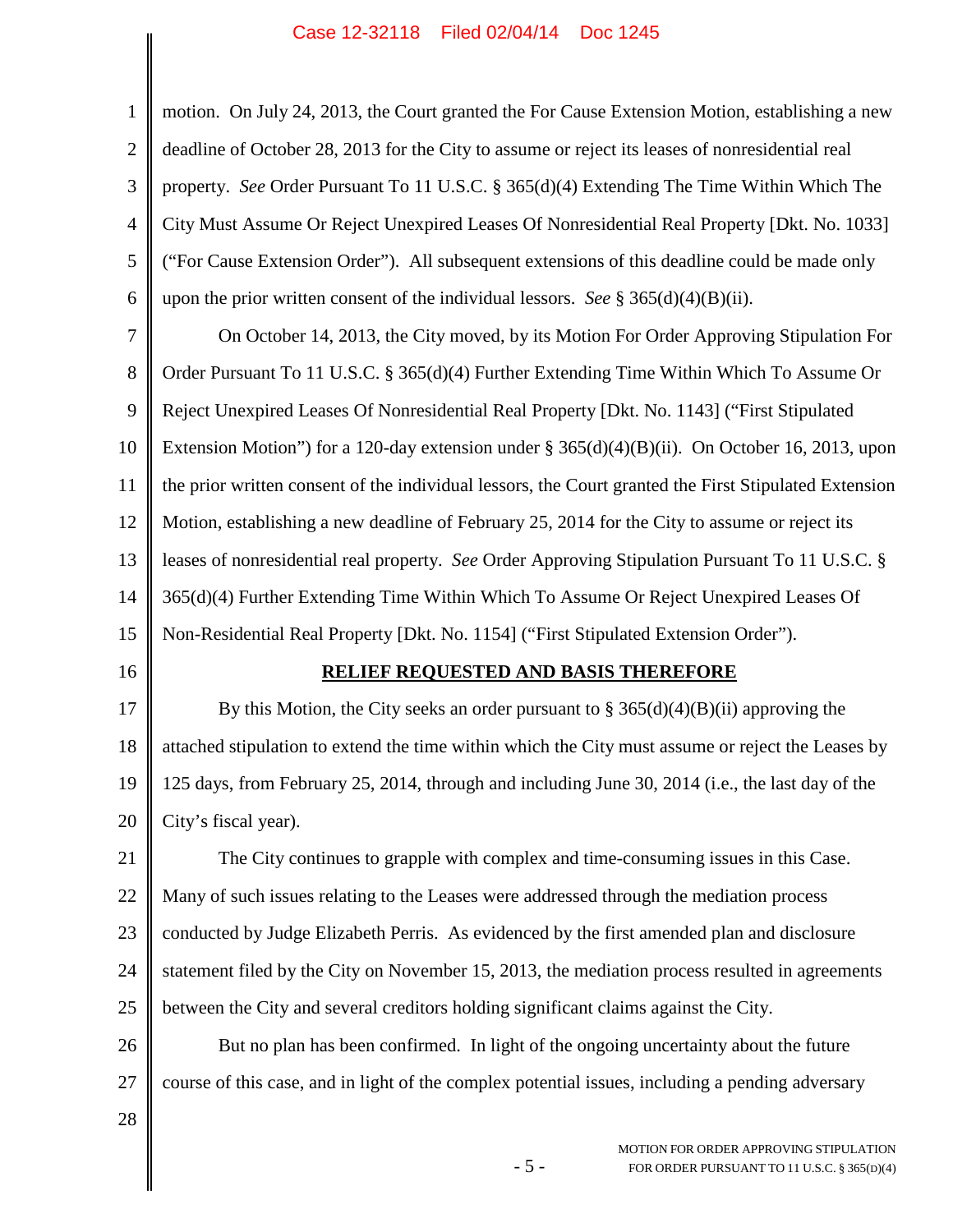motion. On July 24, 2013, the Court granted the For Cause Extension Motion, establishing a new deadline of October 28, 2013 for the City to assume or reject its leases of nonresidential real property. *See* Order Pursuant To 11 U.S.C. § 365(d)(4) Extending The Time Within Which The City Must Assume Or Reject Unexpired Leases Of Nonresidential Real Property [Dkt. No. 1033] ("For Cause Extension Order"). All subsequent extensions of this deadline could be made only upon the prior written consent of the individual lessors. *See* § 365(d)(4)(B)(ii).

On October 14, 2013, the City moved, by its Motion For Order Approving Stipulation For Order Pursuant To 11 U.S.C. § 365(d)(4) Further Extending Time Within Which To Assume Or Reject Unexpired Leases Of Nonresidential Real Property [Dkt. No. 1143] ("First Stipulated Extension Motion") for a 120-day extension under § 365(d)(4)(B)(ii). On October 16, 2013, upon the prior written consent of the individual lessors, the Court granted the First Stipulated Extension Motion, establishing a new deadline of February 25, 2014 for the City to assume or reject its leases of nonresidential real property. *See* Order Approving Stipulation Pursuant To 11 U.S.C. § 365(d)(4) Further Extending Time Within Which To Assume Or Reject Unexpired Leases Of Non-Residential Real Property [Dkt. No. 1154] ("First Stipulated Extension Order").

## RELIEF REQUESTED AND BASIS THEREFORE

By this Motion, the City seeks an order pursuant to § 365(d)(4)(B)(ii) approving the attached stipulation to extend the time within which the City must assume or reject the Leases by 125 days, from February 25, 2014, through and including June 30, 2014 (i.e., the last day of the City's fiscal year).

The City continues to grapple with complex and time-consuming issues in this Case. Many of such issues relating to the Leases were addressed through the mediation process conducted by Judge Elizabeth Perris. As evidenced by the first amended plan and disclosure statement filed by the City on November 15, 2013, the mediation process resulted in agreements between the City and several creditors holding significant claims against the City.

But no plan has been confirmed. In light of the ongoing uncertainty about the future course of this case, and in light of the complex potential issues, including a pending adversary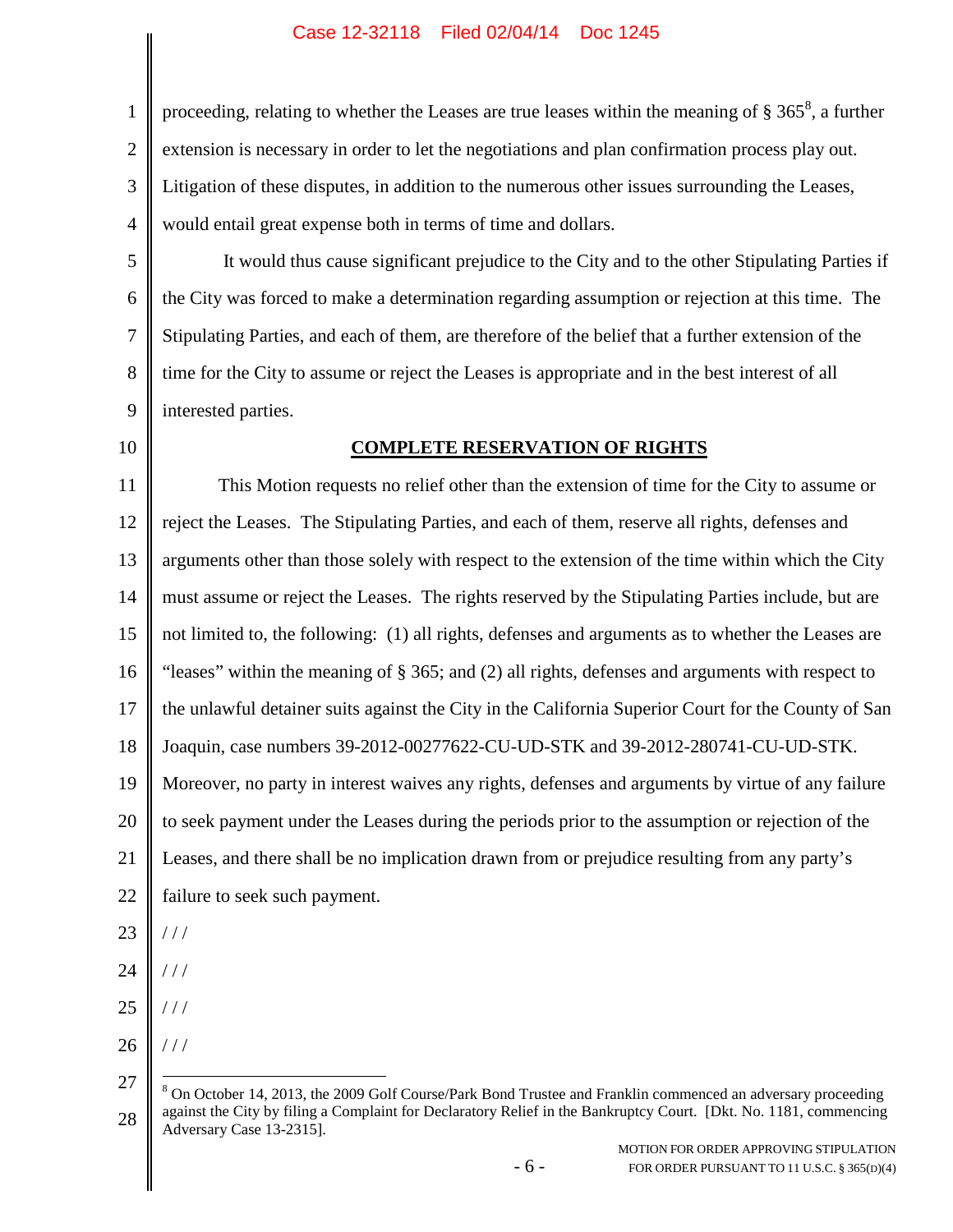proceeding, relating to whether the Leases are true leases within the meaning of § 365[8], a further extension is necessary in order to let the negotiations and plan confirmation process play out. Litigation of these disputes, in addition to the numerous other issues surrounding the Leases, would entail great expense both in terms of time and dollars.

It would thus cause significant prejudice to the City and to the other Stipulating Parties if the City was forced to make a determination regarding assumption or rejection at this time. The Stipulating Parties, and each of them, are therefore of the belief that a further extension of the time for the City to assume or reject the Leases is appropriate and in the best interest of all interested parties.

## COMPLETE RESERVATION OF RIGHTS

This Motion requests no relief other than the extension of time for the City to assume or reject the Leases. The Stipulating Parties, and each of them, reserve all rights, defenses and arguments other than those solely with respect to the extension of the time within which the City must assume or reject the Leases. The rights reserved by the Stipulating Parties include, but are not limited to, the following: (1) all rights, defenses and arguments as to whether the Leases are "leases" within the meaning of § 365; and (2) all rights, defenses and arguments with respect to the unlawful detainer suits against the City in the California Superior Court for the County of San Joaquin, case numbers 39-2012-00277622-CU-UD-STK and 39-2012-280741-CU-UD-STK. Moreover, no party in interest waives any rights, defenses and arguments by virtue of any failure to seek payment under the Leases during the periods prior to the assumption or rejection of the Leases, and there shall be no implication drawn from or prejudice resulting from any party's failure to seek such payment.

/ / /

/ / /

/ / /

/ / /

---

[8] On October 14, 2013, the 2009 Golf Course/Park Bond Trustee and Franklin commenced an adversary proceeding against the City by filing a Complaint for Declaratory Relief in the Bankruptcy Court. [Dkt. No. 1181, commencing Adversary Case 13-2315].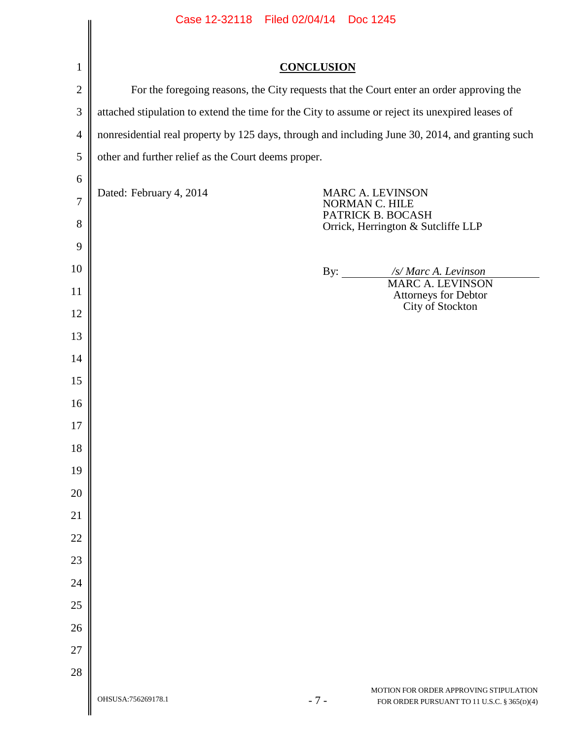## CONCLUSION

For the foregoing reasons, the City requests that the Court enter an order approving the attached stipulation to extend the time for the City to assume or reject its unexpired leases of nonresidential real property by 125 days, through and including June 30, 2014, and granting such other and further relief as the Court deems proper.

Dated: February 4, 2014

MARC A. LEVINSON
NORMAN C. HILE
PATRICK B. BOCASH
Orrick, Herrington & Sutcliffe LLP

By: *⁄s⁄ Marc A. Levinson*
MARC A. LEVINSON
Attorneys for Debtor
City of Stockton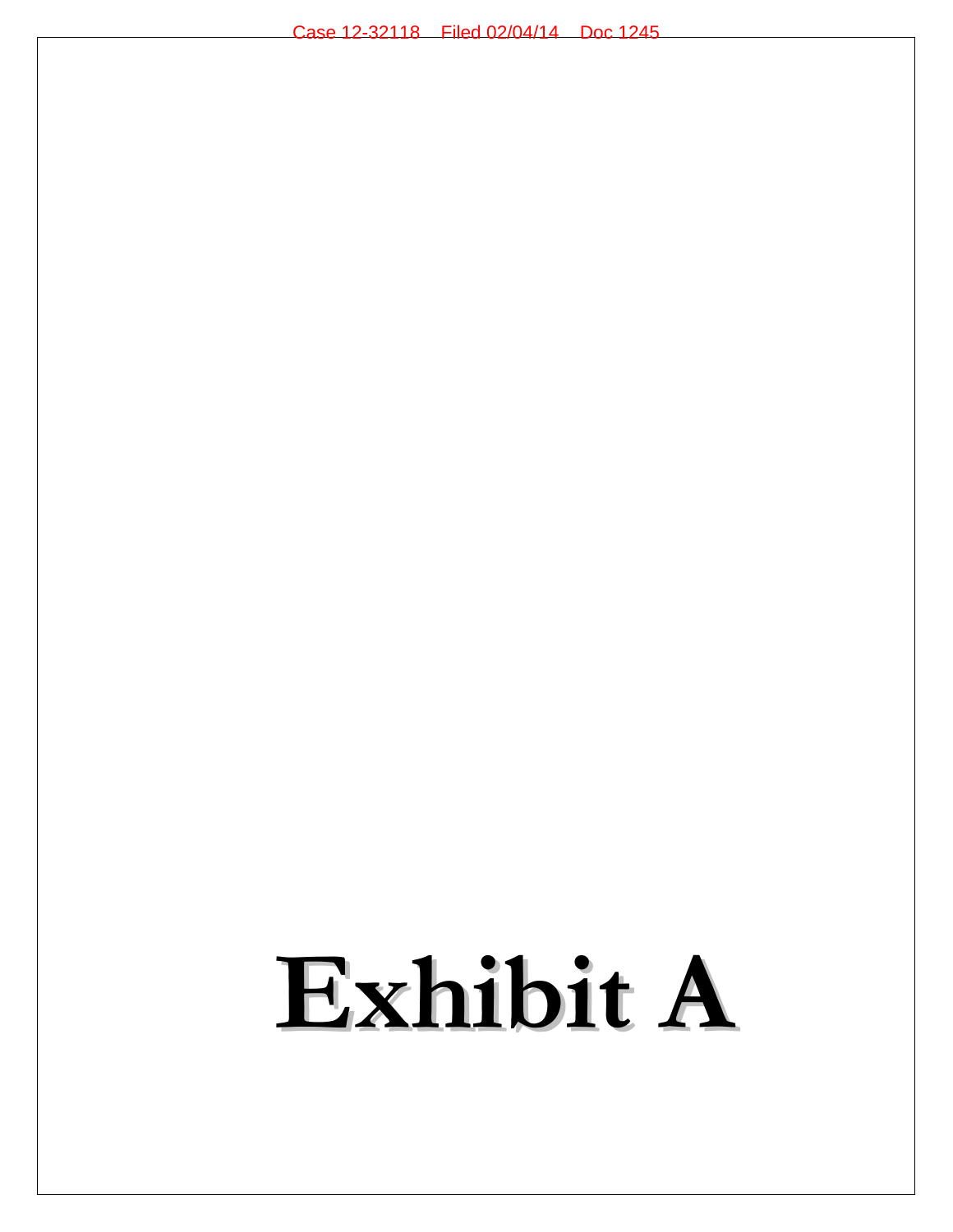# Exhibit A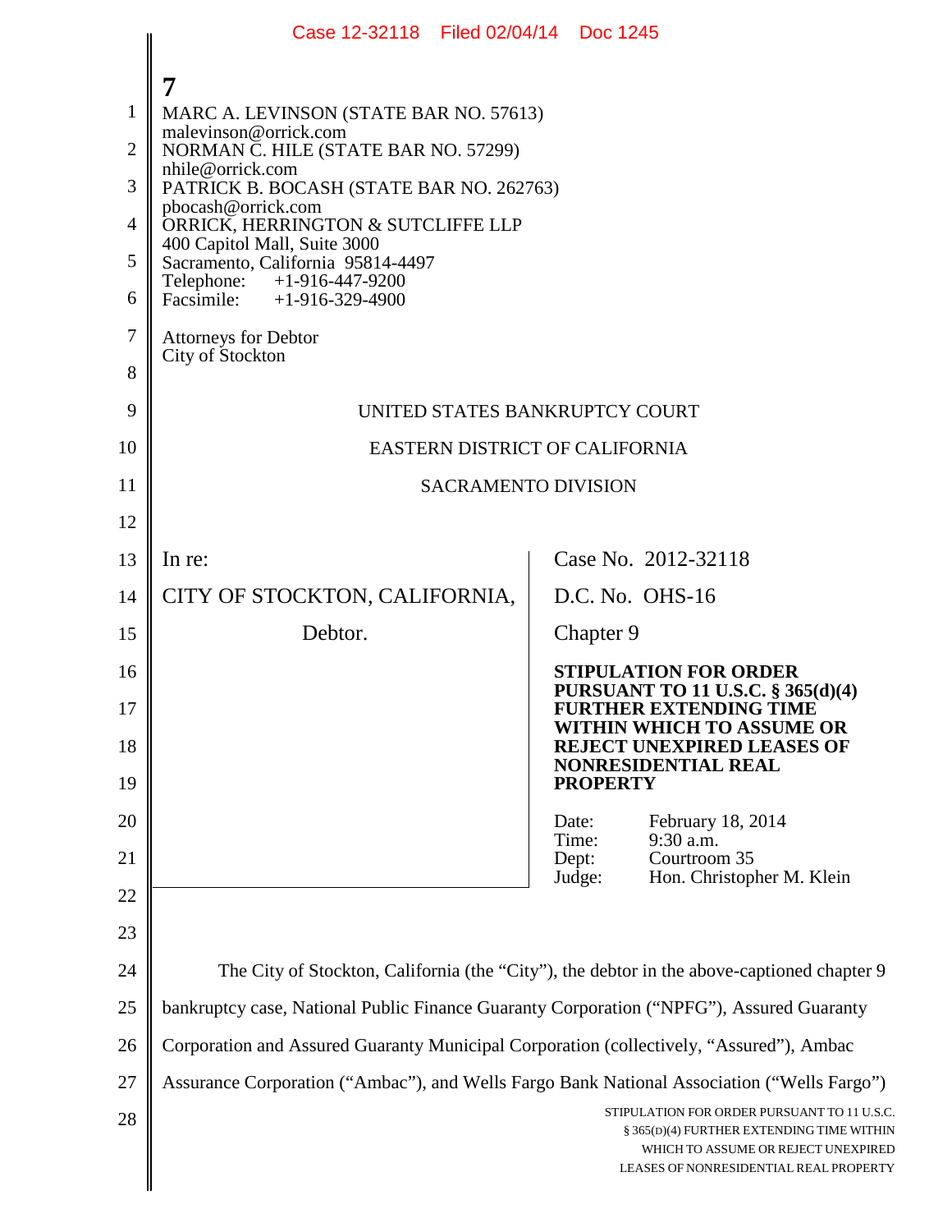7

MARC A. LEVINSON (STATE BAR NO. 57613)
malevinson@orrick.com
NORMAN C. HILE (STATE BAR NO. 57299)
nhile@orrick.com
PATRICK B. BOCASH (STATE BAR NO. 262763)
pbocash@orrick.com
ORRICK, HERRINGTON & SUTCLIFFE LLP
400 Capitol Mall, Suite 3000
Sacramento, California 95814-4497
Telephone: +1-916-447-9200
Facsimile: +1-916-329-4900

Attorneys for Debtor
City of Stockton

UNITED STATES BANKRUPTCY COURT

EASTERN DISTRICT OF CALIFORNIA

SACRAMENTO DIVISION

| | |
|---|---|
| In re:<br><br>CITY OF STOCKTON, CALIFORNIA,<br><br>Debtor. | Case No. 2012-32118<br><br>D.C. No. OHS-16<br><br>Chapter 9<br><br>**STIPULATION FOR ORDER PURSUANT TO 11 U.S.C. § 365(d)(4) FURTHER EXTENDING TIME WITHIN WHICH TO ASSUME OR REJECT UNEXPIRED LEASES OF NONRESIDENTIAL REAL PROPERTY**<br><br>Date: February 18, 2014<br>Time: 9:30 a.m.<br>Dept: Courtroom 35<br>Judge: Hon. Christopher M. Klein |

The City of Stockton, California (the "City"), the debtor in the above-captioned chapter 9 bankruptcy case, National Public Finance Guaranty Corporation ("NPFG"), Assured Guaranty Corporation and Assured Guaranty Municipal Corporation (collectively, "Assured"), Ambac Assurance Corporation ("Ambac"), and Wells Fargo Bank National Association ("Wells Fargo")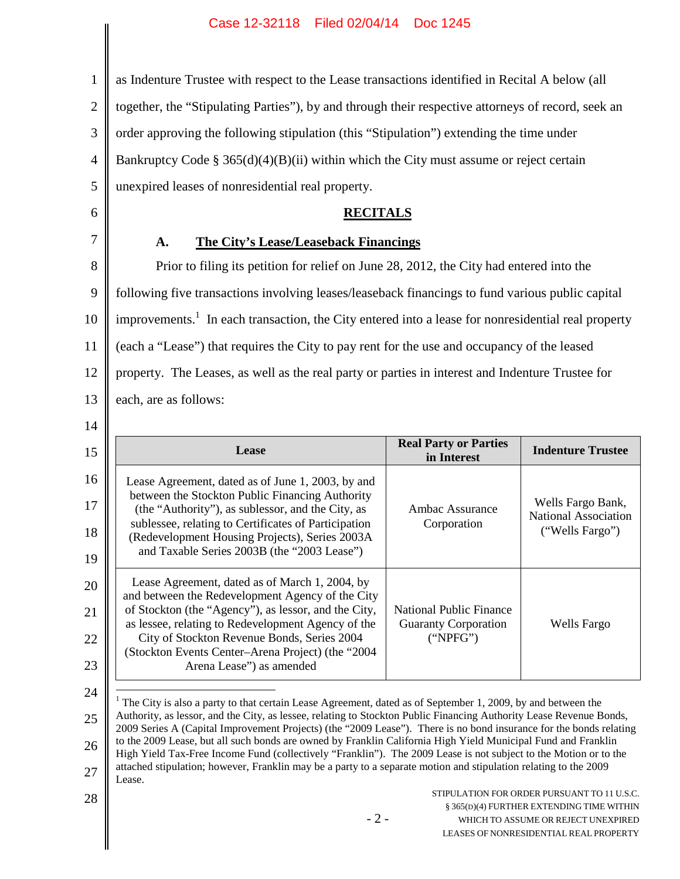as Indenture Trustee with respect to the Lease transactions identified in Recital A below (all together, the "Stipulating Parties"), by and through their respective attorneys of record, seek an order approving the following stipulation (this "Stipulation") extending the time under Bankruptcy Code § 365(d)(4)(B)(ii) within which the City must assume or reject certain unexpired leases of nonresidential real property.

## RECITALS

### A. The City's Lease/Leaseback Financings

Prior to filing its petition for relief on June 28, 2012, the City had entered into the following five transactions involving leases/leaseback financings to fund various public capital improvements.[1] In each transaction, the City entered into a lease for nonresidential real property (each a "Lease") that requires the City to pay rent for the use and occupancy of the leased property. The Leases, as well as the real party or parties in interest and Indenture Trustee for each, are as follows:

| Lease | Real Party or Parties in Interest | Indenture Trustee |
|---|---|---|
| Lease Agreement, dated as of June 1, 2003, by and between the Stockton Public Financing Authority (the "Authority"), as sublessor, and the City, as sublessee, relating to Certificates of Participation (Redevelopment Housing Projects), Series 2003A and Taxable Series 2003B (the "2003 Lease") | Ambac Assurance Corporation | Wells Fargo Bank, National Association ("Wells Fargo") |
| Lease Agreement, dated as of March 1, 2004, by and between the Redevelopment Agency of the City of Stockton (the "Agency"), as lessor, and the City, as lessee, relating to Redevelopment Agency of the City of Stockton Revenue Bonds, Series 2004 (Stockton Events Center–Arena Project) (the "2004 Arena Lease") as amended | National Public Finance Guaranty Corporation ("NPFG") | Wells Fargo |

[1] The City is also a party to that certain Lease Agreement, dated as of September 1, 2009, by and between the Authority, as lessor, and the City, as lessee, relating to Stockton Public Financing Authority Lease Revenue Bonds, 2009 Series A (Capital Improvement Projects) (the "2009 Lease"). There is no bond insurance for the bonds relating to the 2009 Lease, but all such bonds are owned by Franklin California High Yield Municipal Fund and Franklin High Yield Tax-Free Income Fund (collectively "Franklin"). The 2009 Lease is not subject to the Motion or to the attached stipulation; however, Franklin may be a party to a separate motion and stipulation relating to the 2009 Lease.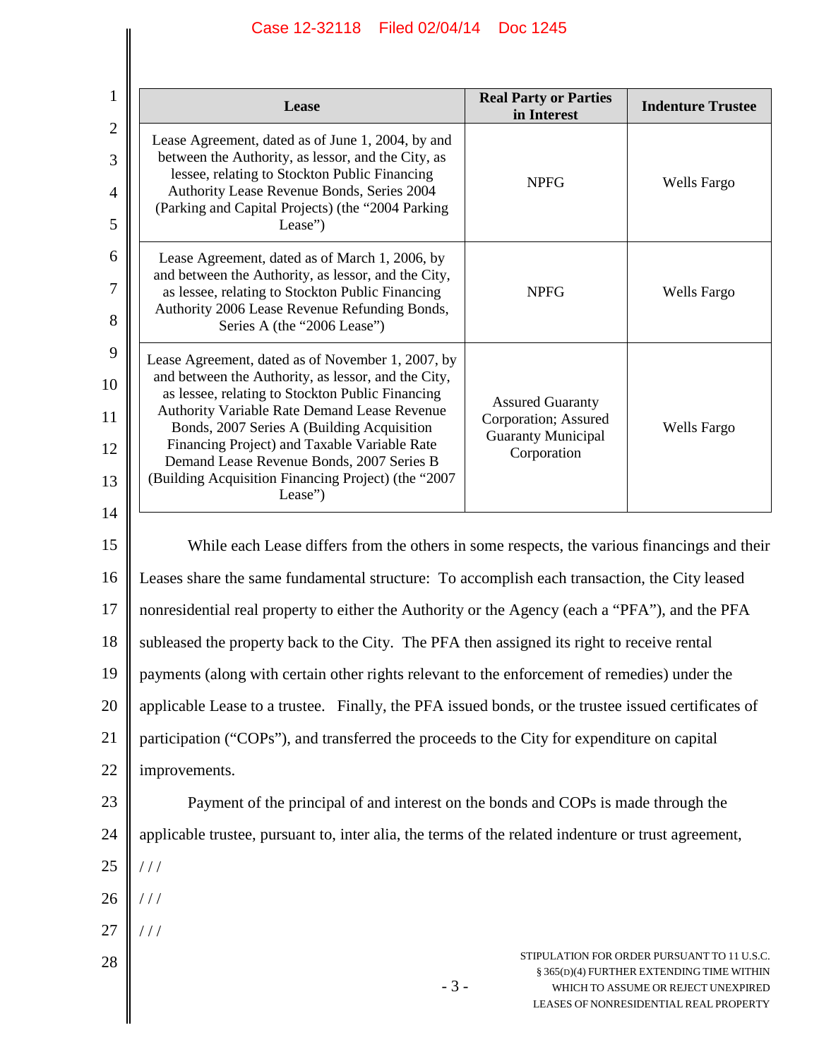| Lease | Real Party or Parties in Interest | Indenture Trustee |
|---|---|---|
| Lease Agreement, dated as of June 1, 2004, by and between the Authority, as lessor, and the City, as lessee, relating to Stockton Public Financing Authority Lease Revenue Bonds, Series 2004 (Parking and Capital Projects) (the "2004 Parking Lease") | NPFG | Wells Fargo |
| Lease Agreement, dated as of March 1, 2006, by and between the Authority, as lessor, and the City, as lessee, relating to Stockton Public Financing Authority 2006 Lease Revenue Refunding Bonds, Series A (the "2006 Lease") | NPFG | Wells Fargo |
| Lease Agreement, dated as of November 1, 2007, by and between the Authority, as lessor, and the City, as lessee, relating to Stockton Public Financing Authority Variable Rate Demand Lease Revenue Bonds, 2007 Series A (Building Acquisition Financing Project) and Taxable Variable Rate Demand Lease Revenue Bonds, 2007 Series B (Building Acquisition Financing Project) (the "2007 Lease") | Assured Guaranty Corporation; Assured Guaranty Municipal Corporation | Wells Fargo |

While each Lease differs from the others in some respects, the various financings and their Leases share the same fundamental structure: To accomplish each transaction, the City leased nonresidential real property to either the Authority or the Agency (each a "PFA"), and the PFA subleased the property back to the City. The PFA then assigned its right to receive rental payments (along with certain other rights relevant to the enforcement of remedies) under the applicable Lease to a trustee. Finally, the PFA issued bonds, or the trustee issued certificates of participation ("COPs"), and transferred the proceeds to the City for expenditure on capital improvements.

Payment of the principal of and interest on the bonds and COPs is made through the applicable trustee, pursuant to, inter alia, the terms of the related indenture or trust agreement,

/ / /

/ / /

/ / /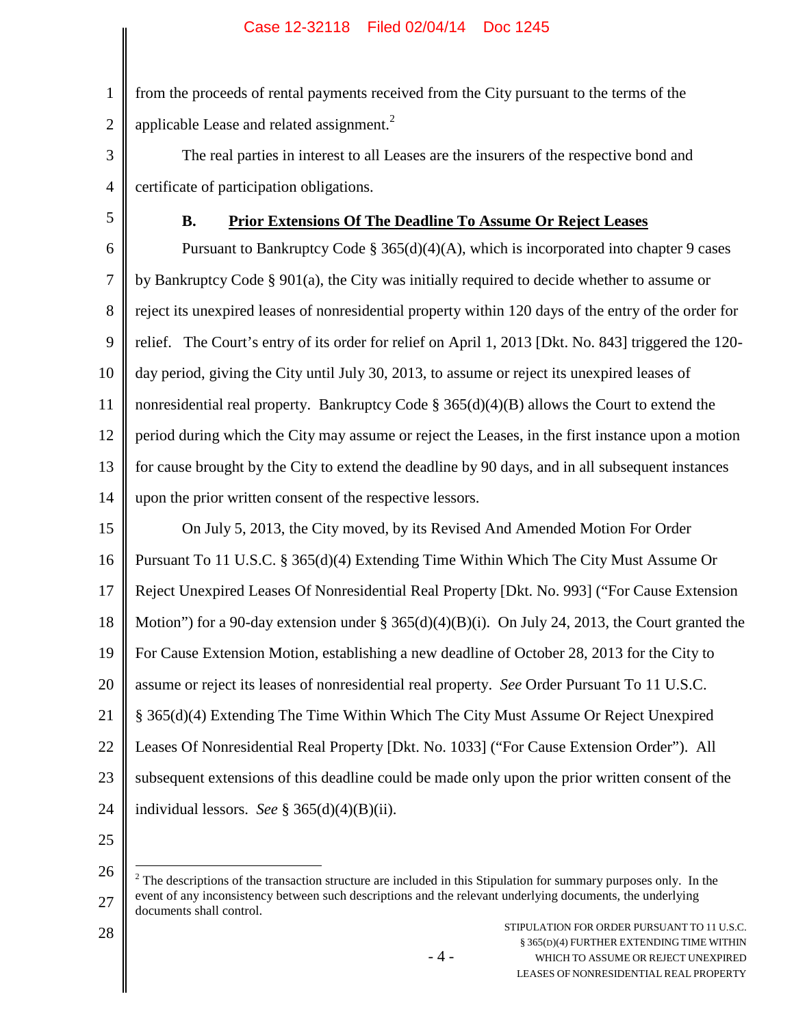from the proceeds of rental payments received from the City pursuant to the terms of the applicable Lease and related assignment.[2]

The real parties in interest to all Leases are the insurers of the respective bond and certificate of participation obligations.

### B. Prior Extensions Of The Deadline To Assume Or Reject Leases

Pursuant to Bankruptcy Code § 365(d)(4)(A), which is incorporated into chapter 9 cases by Bankruptcy Code § 901(a), the City was initially required to decide whether to assume or reject its unexpired leases of nonresidential property within 120 days of the entry of the order for relief. The Court's entry of its order for relief on April 1, 2013 [Dkt. No. 843] triggered the 120-day period, giving the City until July 30, 2013, to assume or reject its unexpired leases of nonresidential real property. Bankruptcy Code § 365(d)(4)(B) allows the Court to extend the period during which the City may assume or reject the Leases, in the first instance upon a motion for cause brought by the City to extend the deadline by 90 days, and in all subsequent instances upon the prior written consent of the respective lessors.

On July 5, 2013, the City moved, by its Revised And Amended Motion For Order Pursuant To 11 U.S.C. § 365(d)(4) Extending Time Within Which The City Must Assume Or Reject Unexpired Leases Of Nonresidential Real Property [Dkt. No. 993] ("For Cause Extension Motion") for a 90-day extension under § 365(d)(4)(B)(i). On July 24, 2013, the Court granted the For Cause Extension Motion, establishing a new deadline of October 28, 2013 for the City to assume or reject its leases of nonresidential real property. *See* Order Pursuant To 11 U.S.C. § 365(d)(4) Extending The Time Within Which The City Must Assume Or Reject Unexpired Leases Of Nonresidential Real Property [Dkt. No. 1033] ("For Cause Extension Order"). All subsequent extensions of this deadline could be made only upon the prior written consent of the individual lessors. *See* § 365(d)(4)(B)(ii).

---

[2] The descriptions of the transaction structure are included in this Stipulation for summary purposes only. In the event of any inconsistency between such descriptions and the relevant underlying documents, the underlying documents shall control.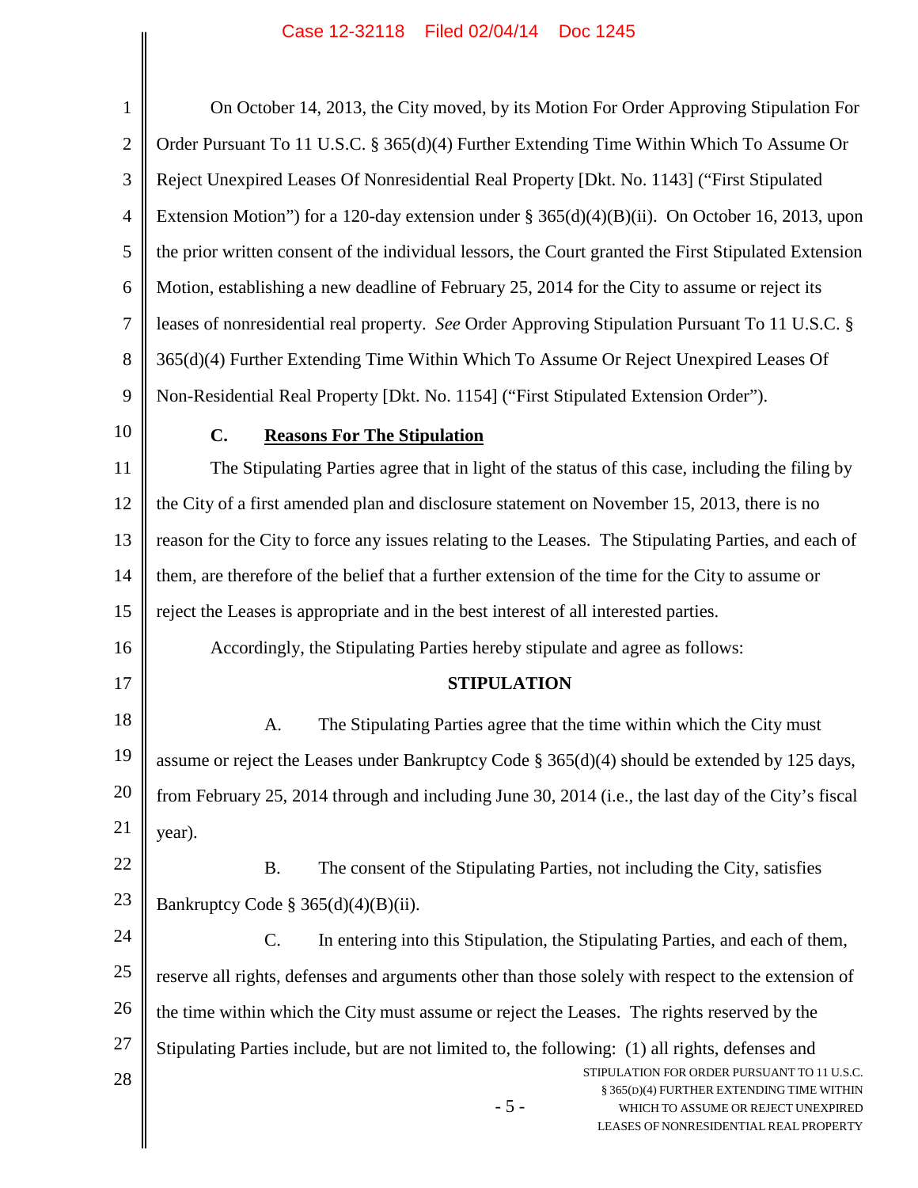On October 14, 2013, the City moved, by its Motion For Order Approving Stipulation For Order Pursuant To 11 U.S.C. § 365(d)(4) Further Extending Time Within Which To Assume Or Reject Unexpired Leases Of Nonresidential Real Property [Dkt. No. 1143] ("First Stipulated Extension Motion") for a 120-day extension under § 365(d)(4)(B)(ii). On October 16, 2013, upon the prior written consent of the individual lessors, the Court granted the First Stipulated Extension Motion, establishing a new deadline of February 25, 2014 for the City to assume or reject its leases of nonresidential real property. *See* Order Approving Stipulation Pursuant To 11 U.S.C. § 365(d)(4) Further Extending Time Within Which To Assume Or Reject Unexpired Leases Of Non-Residential Real Property [Dkt. No. 1154] ("First Stipulated Extension Order").

### C. Reasons For The Stipulation

The Stipulating Parties agree that in light of the status of this case, including the filing by the City of a first amended plan and disclosure statement on November 15, 2013, there is no reason for the City to force any issues relating to the Leases. The Stipulating Parties, and each of them, are therefore of the belief that a further extension of the time for the City to assume or reject the Leases is appropriate and in the best interest of all interested parties.

Accordingly, the Stipulating Parties hereby stipulate and agree as follows:

## STIPULATION

A. The Stipulating Parties agree that the time within which the City must assume or reject the Leases under Bankruptcy Code § 365(d)(4) should be extended by 125 days, from February 25, 2014 through and including June 30, 2014 (i.e., the last day of the City's fiscal year).

B. The consent of the Stipulating Parties, not including the City, satisfies Bankruptcy Code § 365(d)(4)(B)(ii).

C. In entering into this Stipulation, the Stipulating Parties, and each of them, reserve all rights, defenses and arguments other than those solely with respect to the extension of the time within which the City must assume or reject the Leases. The rights reserved by the Stipulating Parties include, but are not limited to, the following: (1) all rights, defenses and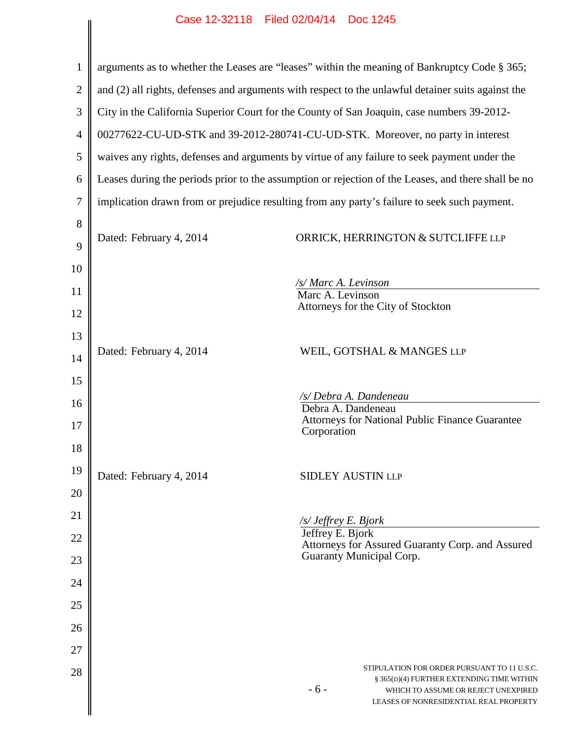arguments as to whether the Leases are "leases" within the meaning of Bankruptcy Code § 365; and (2) all rights, defenses and arguments with respect to the unlawful detainer suits against the City in the California Superior Court for the County of San Joaquin, case numbers 39-2012-00277622-CU-UD-STK and 39-2012-280741-CU-UD-STK. Moreover, no party in interest waives any rights, defenses and arguments by virtue of any failure to seek payment under the Leases during the periods prior to the assumption or rejection of the Leases, and there shall be no implication drawn from or prejudice resulting from any party's failure to seek such payment.

Dated: February 4, 2014

ORRICK, HERRINGTON & SUTCLIFFE LLP

*/s/ Marc A. Levinson*
Marc A. Levinson
Attorneys for the City of Stockton

Dated: February 4, 2014

WEIL, GOTSHAL & MANGES LLP

*/s/ Debra A. Dandeneau*
Debra A. Dandeneau
Attorneys for National Public Finance Guarantee Corporation

Dated: February 4, 2014

SIDLEY AUSTIN LLP

*/s/ Jeffrey E. Bjork*
Jeffrey E. Bjork
Attorneys for Assured Guaranty Corp. and Assured Guaranty Municipal Corp.

STIPULATION FOR ORDER PURSUANT TO 11 U.S.C. § 365(D)(4) FURTHER EXTENDING TIME WITHIN WHICH TO ASSUME OR REJECT UNEXPIRED LEASES OF NONRESIDENTIAL REAL PROPERTY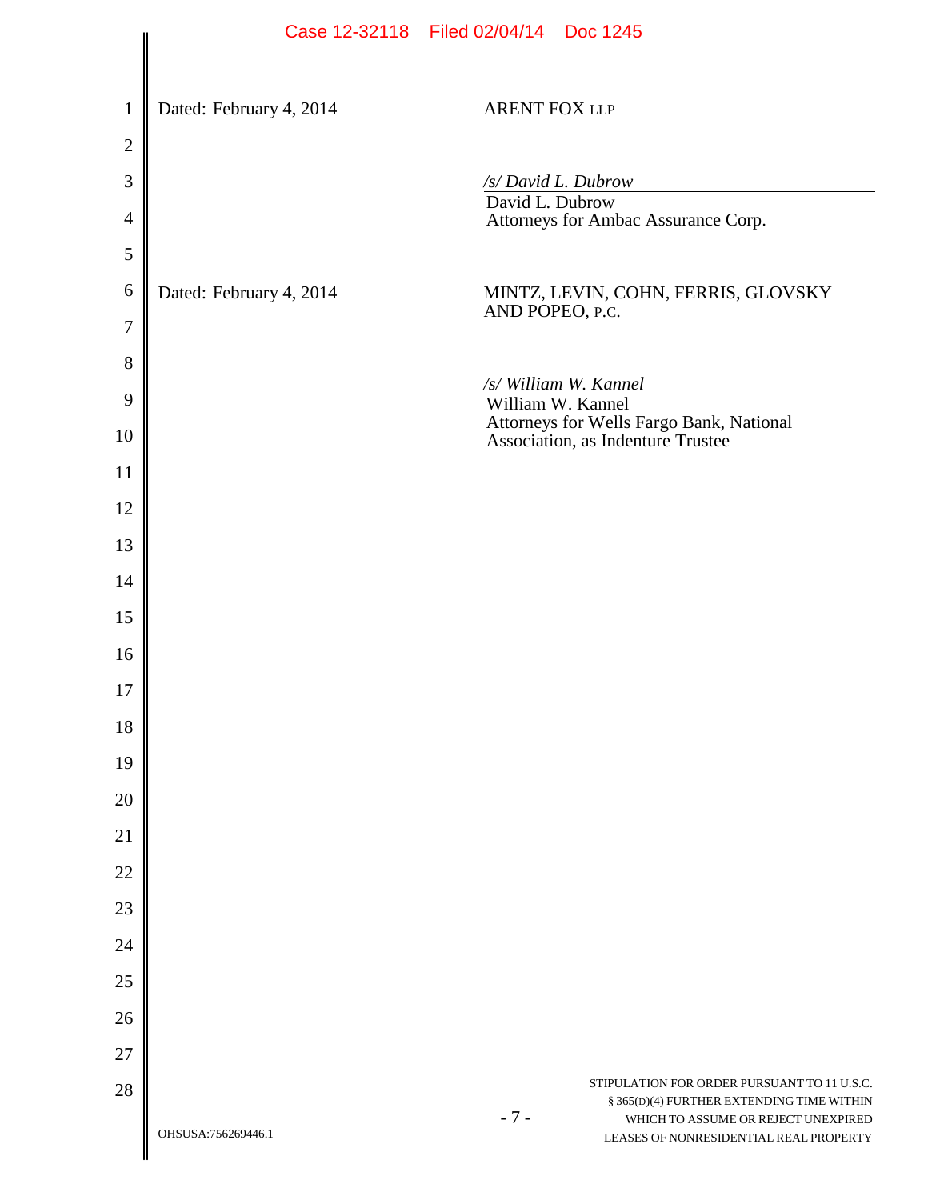Dated: February 4, 2014

ARENT FOX LLP

*/s/ David L. Dubrow*

David L. Dubrow
Attorneys for Ambac Assurance Corp.

Dated: February 4, 2014

MINTZ, LEVIN, COHN, FERRIS, GLOVSKY AND POPEO, P.C.

*/s/ William W. Kannel*

William W. Kannel
Attorneys for Wells Fargo Bank, National Association, as Indenture Trustee